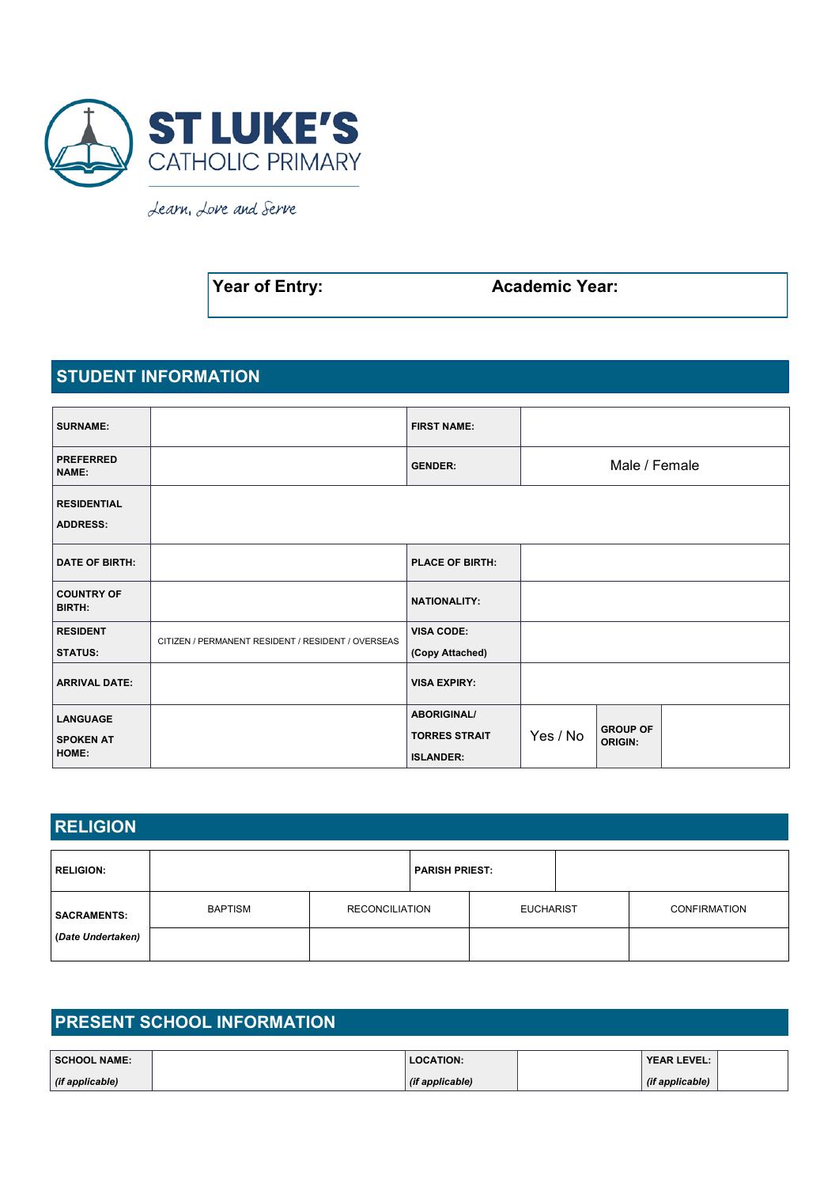# ST LUKE'S CATHOLIC PRIMARY

*Learn, Love and Serve*

| Year of Entry: | Academic Year: |
|---|---|

## STUDENT INFORMATION

| | | | | | |
|---|---|---|---|---|---|
| **SURNAME:** | | **FIRST NAME:** | | | |
| **PREFERRED NAME:** | | **GENDER:** | Male / Female | | |
| **RESIDENTIAL ADDRESS:** | | | | | |
| **DATE OF BIRTH:** | | **PLACE OF BIRTH:** | | | |
| **COUNTRY OF BIRTH:** | | **NATIONALITY:** | | | |
| **RESIDENT STATUS:** | CITIZEN / PERMANENT RESIDENT / RESIDENT / OVERSEAS | **VISA CODE:** **(Copy Attached)** | | | |
| **ARRIVAL DATE:** | | **VISA EXPIRY:** | | | |
| **LANGUAGE SPOKEN AT HOME:** | | **ABORIGINAL/ TORRES STRAIT ISLANDER:** | Yes / No | **GROUP OF ORIGIN:** | |

## RELIGION

| | | | | |
|---|---|---|---|---|
| **RELIGION:** | | **PARISH PRIEST:** | | |
| **SACRAMENTS:** *(Date Undertaken)* | BAPTISM | RECONCILIATION | EUCHARIST | CONFIRMATION |
| | | | | |

## PRESENT SCHOOL INFORMATION

| | | | | | |
|---|---|---|---|---|---|
| **SCHOOL NAME:** *(if applicable)* | | **LOCATION:** *(if applicable)* | | **YEAR LEVEL:** *(if applicable)* | |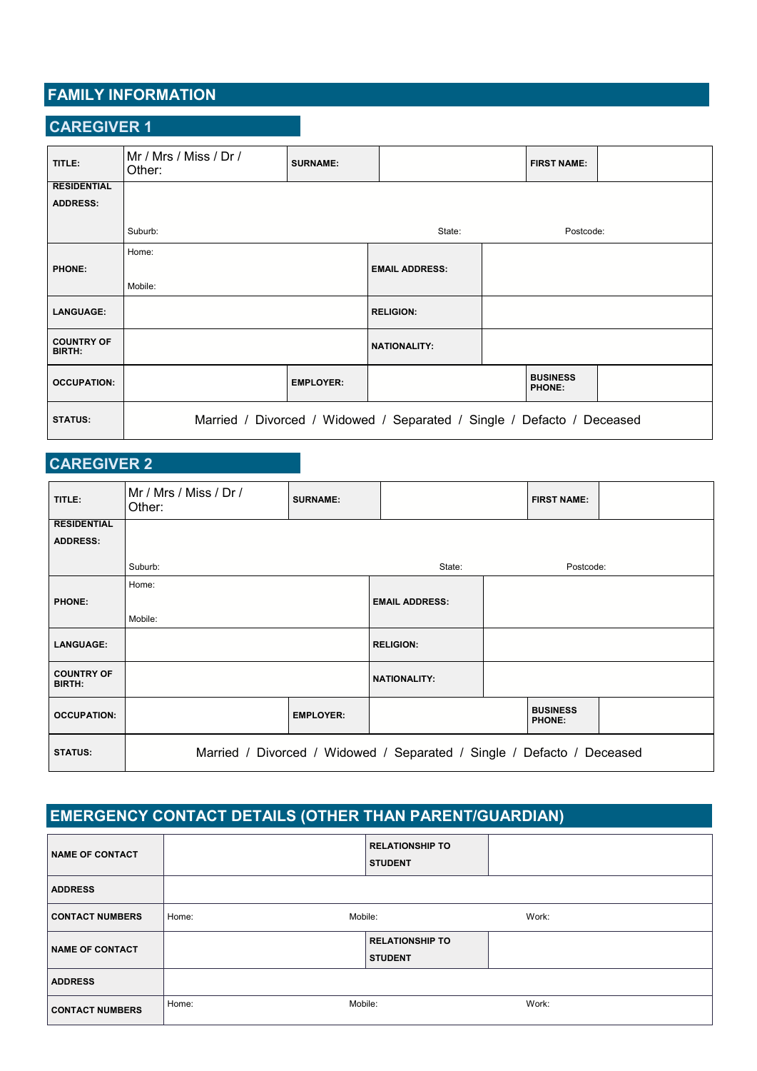# FAMILY INFORMATION

## CAREGIVER 1

| TITLE: | Mr / Mrs / Miss / Dr / Other: | SURNAME: | | FIRST NAME: | |
|---|---|---|---|---|---|
| RESIDENTIAL ADDRESS: | Suburb: | | State: | Postcode: | |
| PHONE: | Home: Mobile: | EMAIL ADDRESS: | | | |
| LANGUAGE: | | RELIGION: | | | |
| COUNTRY OF BIRTH: | | NATIONALITY: | | | |
| OCCUPATION: | | EMPLOYER: | | BUSINESS PHONE: | |
| STATUS: | Married / Divorced / Widowed / Separated / Single / Defacto / Deceased | | | | |

## CAREGIVER 2

| TITLE: | Mr / Mrs / Miss / Dr / Other: | SURNAME: | | FIRST NAME: | |
|---|---|---|---|---|---|
| RESIDENTIAL ADDRESS: | Suburb: | | State: | Postcode: | |
| PHONE: | Home: Mobile: | EMAIL ADDRESS: | | | |
| LANGUAGE: | | RELIGION: | | | |
| COUNTRY OF BIRTH: | | NATIONALITY: | | | |
| OCCUPATION: | | EMPLOYER: | | BUSINESS PHONE: | |
| STATUS: | Married / Divorced / Widowed / Separated / Single / Defacto / Deceased | | | | |

# EMERGENCY CONTACT DETAILS (OTHER THAN PARENT/GUARDIAN)

| NAME OF CONTACT | | RELATIONSHIP TO STUDENT | |
|---|---|---|---|
| ADDRESS | | | |
| CONTACT NUMBERS | Home: | Mobile: | Work: |
| NAME OF CONTACT | | RELATIONSHIP TO STUDENT | |
| ADDRESS | | | |
| CONTACT NUMBERS | Home: | Mobile: | Work: |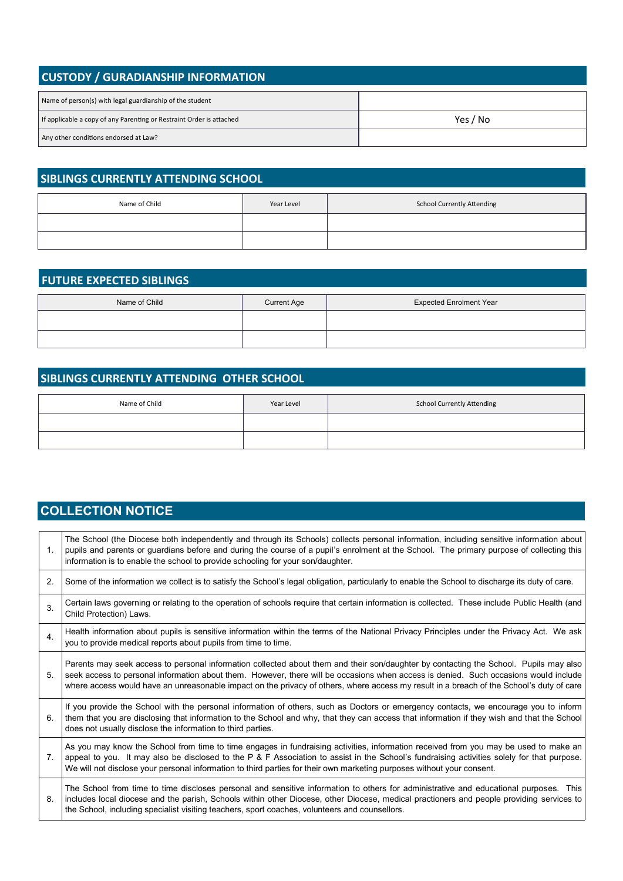## CUSTODY / GURADIANSHIP INFORMATION

| | |
|---|---|
| Name of person(s) with legal guardianship of the student | |
| If applicable a copy of any Parenting or Restraint Order is attached | Yes / No |
| Any other conditions endorsed at Law? | |

## SIBLINGS CURRENTLY ATTENDING SCHOOL

| Name of Child | Year Level | School Currently Attending |
|---|---|---|
| | | |
| | | |

## FUTURE EXPECTED SIBLINGS

| Name of Child | Current Age | Expected Enrolment Year |
|---|---|---|
| | | |
| | | |

## SIBLINGS CURRENTLY ATTENDING OTHER SCHOOL

| Name of Child | Year Level | School Currently Attending |
|---|---|---|
| | | |
| | | |

## COLLECTION NOTICE

| | |
|---|---|
| 1. | The School (the Diocese both independently and through its Schools) collects personal information, including sensitive information about pupils and parents or guardians before and during the course of a pupil's enrolment at the School. The primary purpose of collecting this information is to enable the school to provide schooling for your son/daughter. |
| 2. | Some of the information we collect is to satisfy the School's legal obligation, particularly to enable the School to discharge its duty of care. |
| 3. | Certain laws governing or relating to the operation of schools require that certain information is collected. These include Public Health (and Child Protection) Laws. |
| 4. | Health information about pupils is sensitive information within the terms of the National Privacy Principles under the Privacy Act. We ask you to provide medical reports about pupils from time to time. |
| 5. | Parents may seek access to personal information collected about them and their son/daughter by contacting the School. Pupils may also seek access to personal information about them. However, there will be occasions when access is denied. Such occasions would include where access would have an unreasonable impact on the privacy of others, where access my result in a breach of the School's duty of care |
| 6. | If you provide the School with the personal information of others, such as Doctors or emergency contacts, we encourage you to inform them that you are disclosing that information to the School and why, that they can access that information if they wish and that the School does not usually disclose the information to third parties. |
| 7. | As you may know the School from time to time engages in fundraising activities, information received from you may be used to make an appeal to you. It may also be disclosed to the P & F Association to assist in the School's fundraising activities solely for that purpose. We will not disclose your personal information to third parties for their own marketing purposes without your consent. |
| 8. | The School from time to time discloses personal and sensitive information to others for administrative and educational purposes. This includes local diocese and the parish, Schools within other Diocese, other Diocese, medical practioners and people providing services to the School, including specialist visiting teachers, sport coaches, volunteers and counsellors. |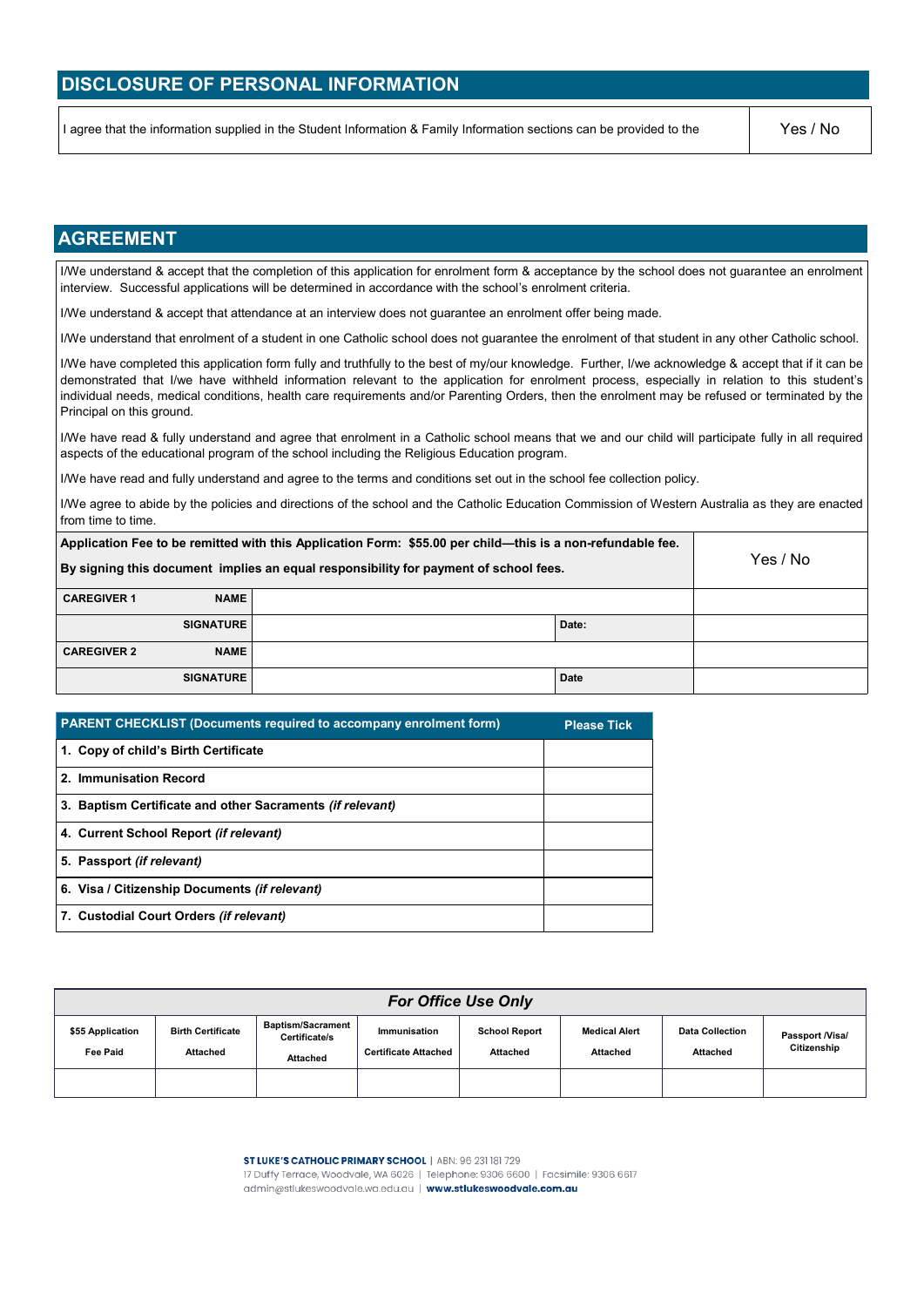## DISCLOSURE OF PERSONAL INFORMATION

| | |
|---|---|
| I agree that the information supplied in the Student Information & Family Information sections can be provided to the | Yes / No |

## AGREEMENT

I/We understand & accept that the completion of this application for enrolment form & acceptance by the school does not guarantee an enrolment interview. Successful applications will be determined in accordance with the school's enrolment criteria.

I/We understand & accept that attendance at an interview does not guarantee an enrolment offer being made.

I/We understand that enrolment of a student in one Catholic school does not guarantee the enrolment of that student in any other Catholic school.

I/We have completed this application form fully and truthfully to the best of my/our knowledge. Further, I/we acknowledge & accept that if it can be demonstrated that I/we have withheld information relevant to the application for enrolment process, especially in relation to this student's individual needs, medical conditions, health care requirements and/or Parenting Orders, then the enrolment may be refused or terminated by the Principal on this ground.

I/We have read & fully understand and agree that enrolment in a Catholic school means that we and our child will participate fully in all required aspects of the educational program of the school including the Religious Education program.

I/We have read and fully understand and agree to the terms and conditions set out in the school fee collection policy.

I/We agree to abide by the policies and directions of the school and the Catholic Education Commission of Western Australia as they are enacted from time to time.

| | | | | |
|---|---|---|---|---|
| **Application Fee to be remitted with this Application Form: $55.00 per child—this is a non-refundable fee.**<br>**By signing this document implies an equal responsibility for payment of school fees.** | | | | Yes / No |
| **CAREGIVER 1** | **NAME** | | | |
| | **SIGNATURE** | | **Date:** | |
| **CAREGIVER 2** | **NAME** | | | |
| | **SIGNATURE** | | **Date** | |

| PARENT CHECKLIST (Documents required to accompany enrolment form) | Please Tick |
|---|---|
| **1. Copy of child's Birth Certificate** | |
| **2. Immunisation Record** | |
| **3. Baptism Certificate and other Sacraments *(if relevant)*** | |
| **4. Current School Report *(if relevant)*** | |
| **5. Passport *(if relevant)*** | |
| **6. Visa / Citizenship Documents *(if relevant)*** | |
| **7. Custodial Court Orders *(if relevant)*** | |

***For Office Use Only***

| $55 Application Fee Paid | Birth Certificate Attached | Baptism/Sacrament Certificate/s Attached | Immunisation Certificate Attached | School Report Attached | Medical Alert Attached | Data Collection Attached | Passport /Visa/ Citizenship |
|---|---|---|---|---|---|---|---|
| | | | | | | | |

**ST LUKE'S CATHOLIC PRIMARY SCHOOL** | ABN: 96 231 181 729
17 Duffy Terrace, Woodvale, WA 6026 | Telephone: 9306 6600 | Facsimile: 9306 6617
admin@stlukeswoodvale.wa.edu.au | **www.stlukeswoodvale.com.au**